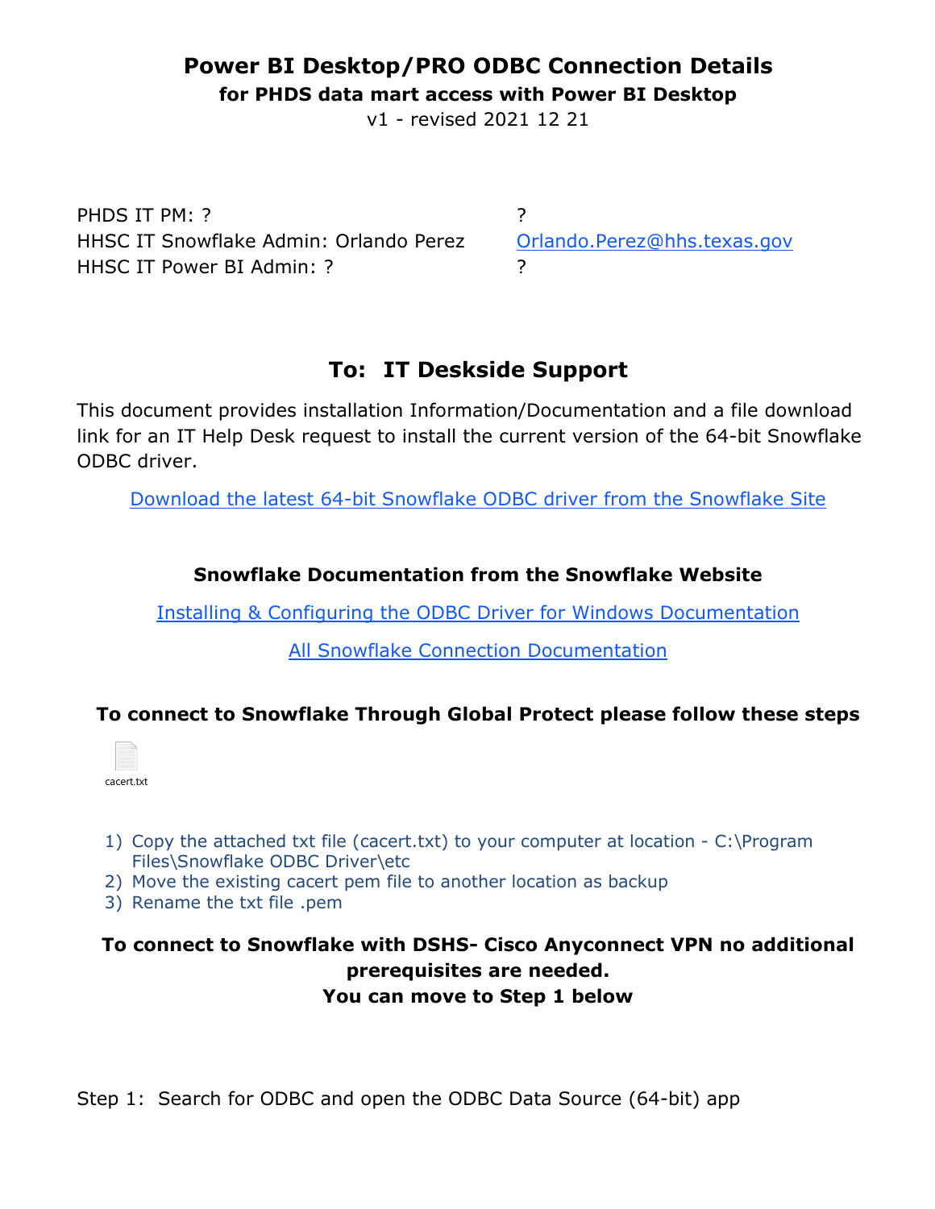# Power BI Desktop/PRO ODBC Connection Details

**for PHDS data mart access with Power BI Desktop**

v1 - revised 2021 12 21

| | |
|---|---|
| PHDS IT PM: ? | ? |
| HHSC IT Snowflake Admin: Orlando Perez | Orlando.Perez@hhs.texas.gov |
| HHSC IT Power BI Admin: ? | ? |

## To: IT Deskside Support

This document provides installation Information/Documentation and a file download link for an IT Help Desk request to install the current version of the 64-bit Snowflake ODBC driver.

[Download the latest 64-bit Snowflake ODBC driver from the Snowflake Site]()

### Snowflake Documentation from the Snowflake Website

[Installing & Configuring the ODBC Driver for Windows Documentation]()

[All Snowflake Connection Documentation]()

### To connect to Snowflake Through Global Protect please follow these steps

cacert.txt

1) Copy the attached txt file (cacert.txt) to your computer at location - C:\Program Files\Snowflake ODBC Driver\etc
2) Move the existing cacert pem file to another location as backup
3) Rename the txt file .pem

**To connect to Snowflake with DSHS- Cisco Anyconnect VPN no additional prerequisites are needed.**
**You can move to Step 1 below**

Step 1: Search for ODBC and open the ODBC Data Source (64-bit) app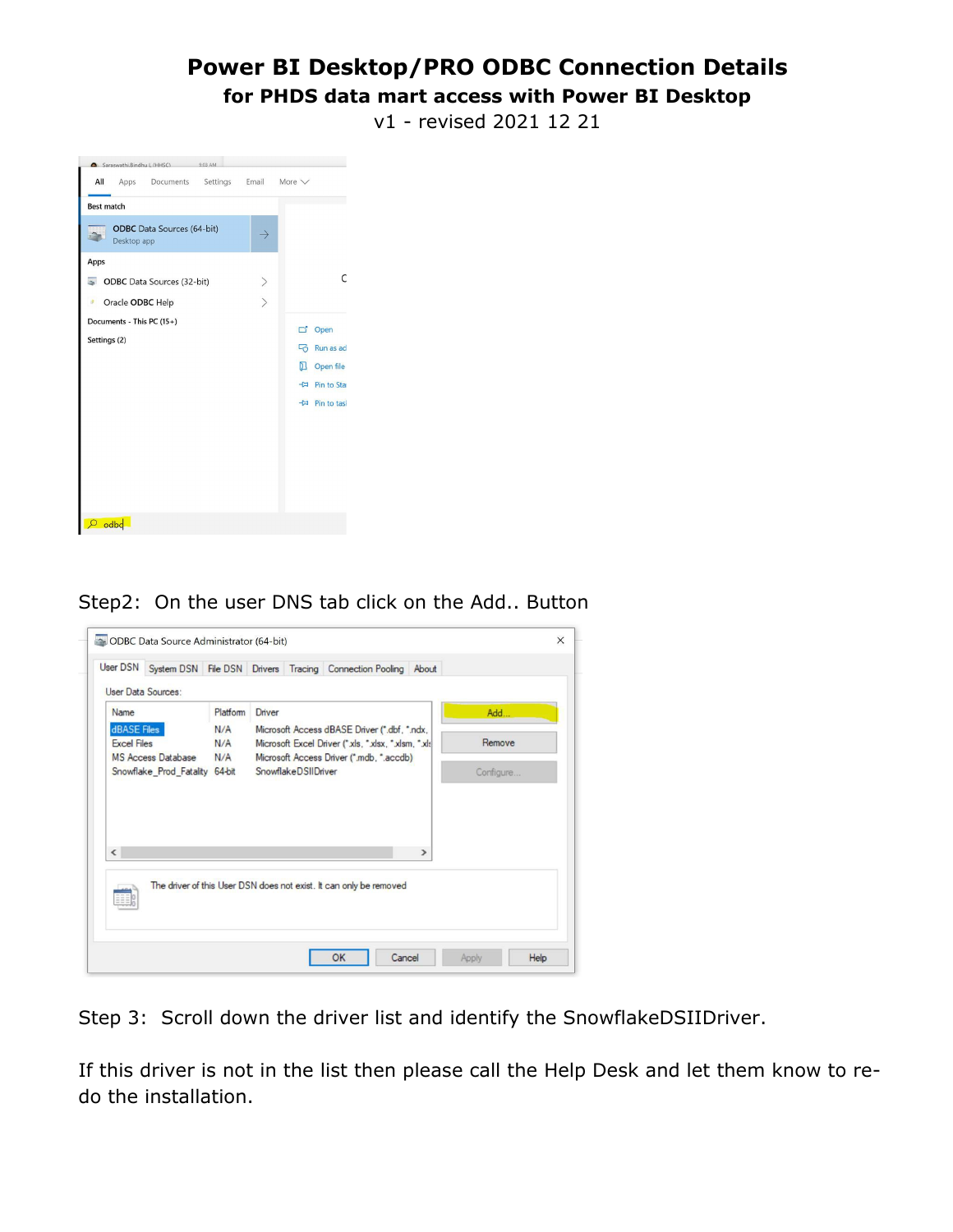# Power BI Desktop/PRO ODBC Connection Details

## for PHDS data mart access with Power BI Desktop

v1 - revised 2021 12 21

Step2: On the user DNS tab click on the Add.. Button

Step 3: Scroll down the driver list and identify the SnowflakeDSIIDriver.

If this driver is not in the list then please call the Help Desk and let them know to re-do the installation.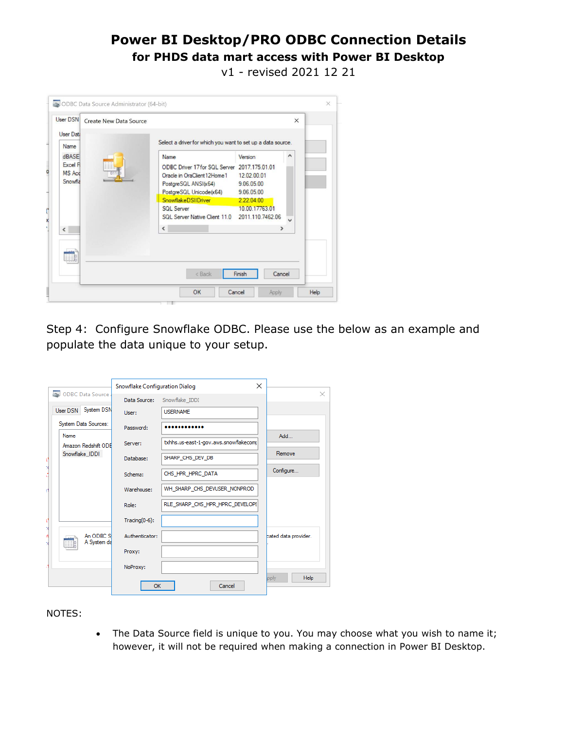# Power BI Desktop/PRO ODBC Connection Details

## for PHDS data mart access with Power BI Desktop

v1 - revised 2021 12 21

Step 4: Configure Snowflake ODBC. Please use the below as an example and populate the data unique to your setup.

NOTES:

- The Data Source field is unique to you. You may choose what you wish to name it; however, it will not be required when making a connection in Power BI Desktop.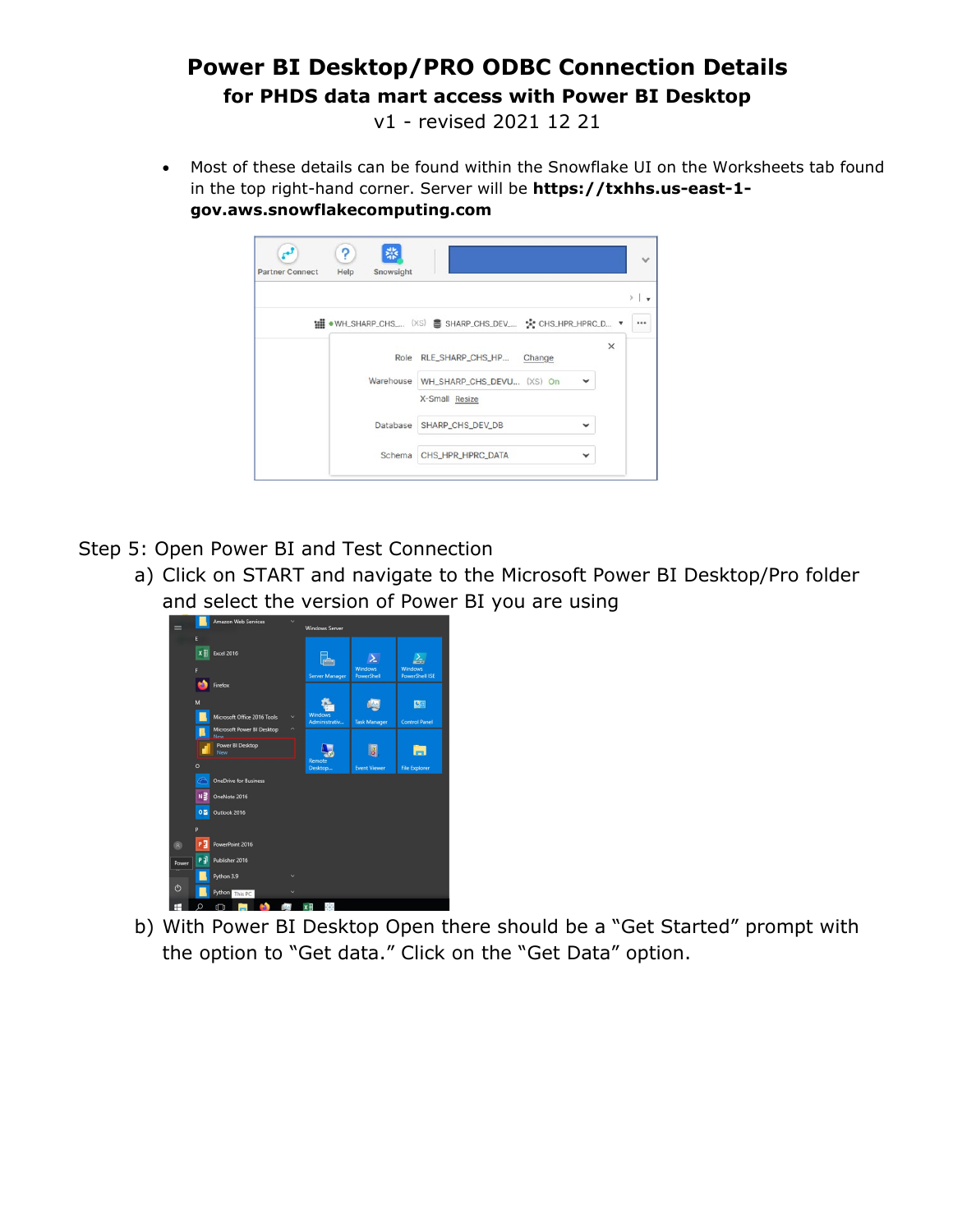# Power BI Desktop/PRO ODBC Connection Details

## for PHDS data mart access with Power BI Desktop

v1 - revised 2021 12 21

- Most of these details can be found within the Snowflake UI on the Worksheets tab found in the top right-hand corner. Server will be **https://txhhs.us-east-1-gov.aws.snowflakecomputing.com**

Step 5: Open Power BI and Test Connection

a) Click on START and navigate to the Microsoft Power BI Desktop/Pro folder and select the version of Power BI you are using

b) With Power BI Desktop Open there should be a “Get Started” prompt with the option to “Get data.” Click on the “Get Data” option.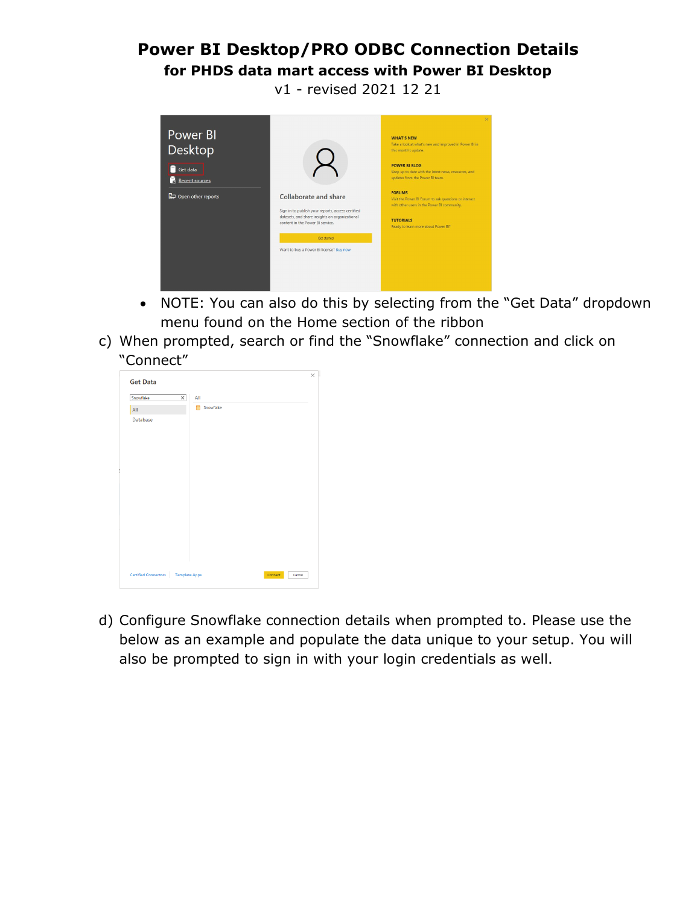# Power BI Desktop/PRO ODBC Connection Details

## for PHDS data mart access with Power BI Desktop

v1 - revised 2021 12 21

- NOTE: You can also do this by selecting from the "Get Data" dropdown menu found on the Home section of the ribbon

c) When prompted, search or find the "Snowflake" connection and click on "Connect"

d) Configure Snowflake connection details when prompted to. Please use the below as an example and populate the data unique to your setup. You will also be prompted to sign in with your login credentials as well.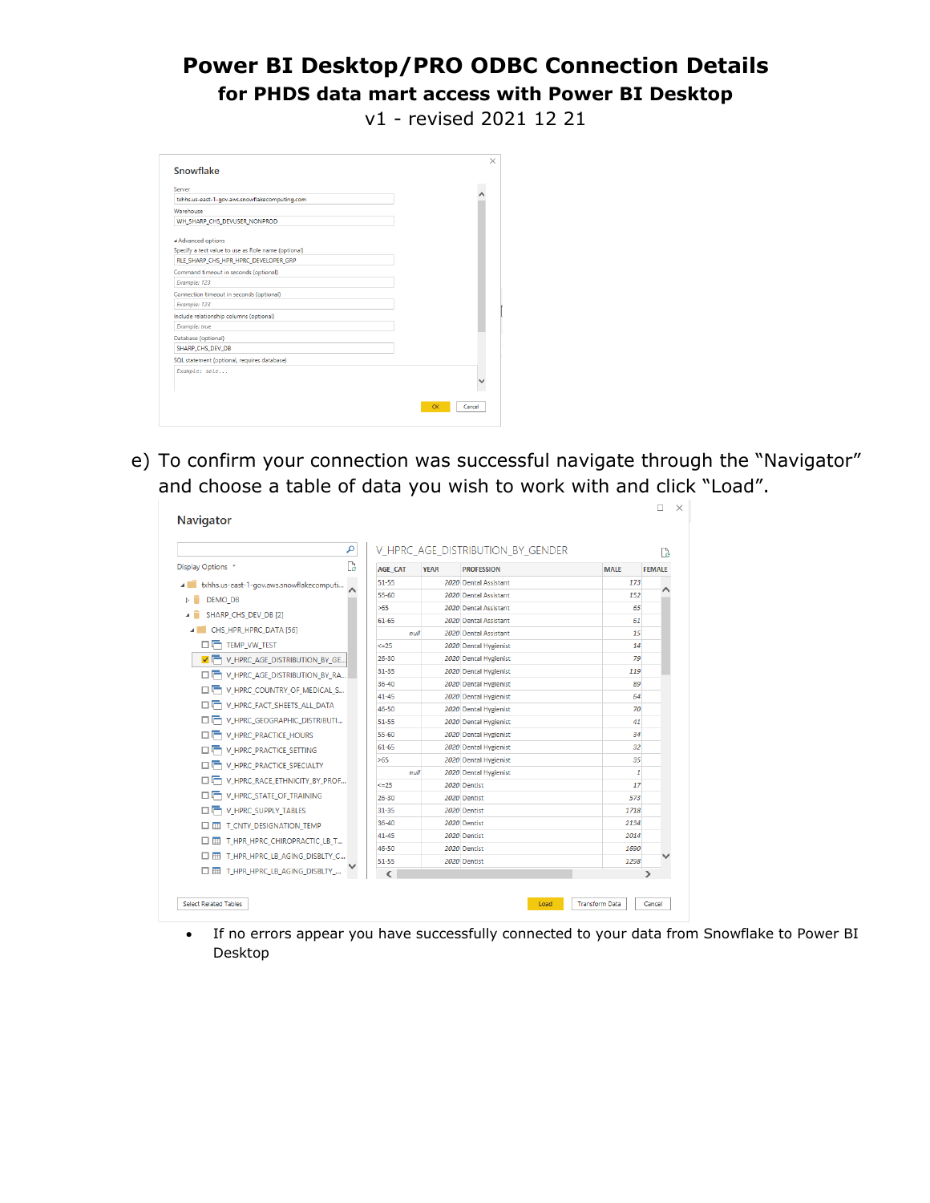# Power BI Desktop/PRO ODBC Connection Details

## for PHDS data mart access with Power BI Desktop

v1 - revised 2021 12 21

e) To confirm your connection was successful navigate through the "Navigator" and choose a table of data you wish to work with and click "Load".

- If no errors appear you have successfully connected to your data from Snowflake to Power BI Desktop